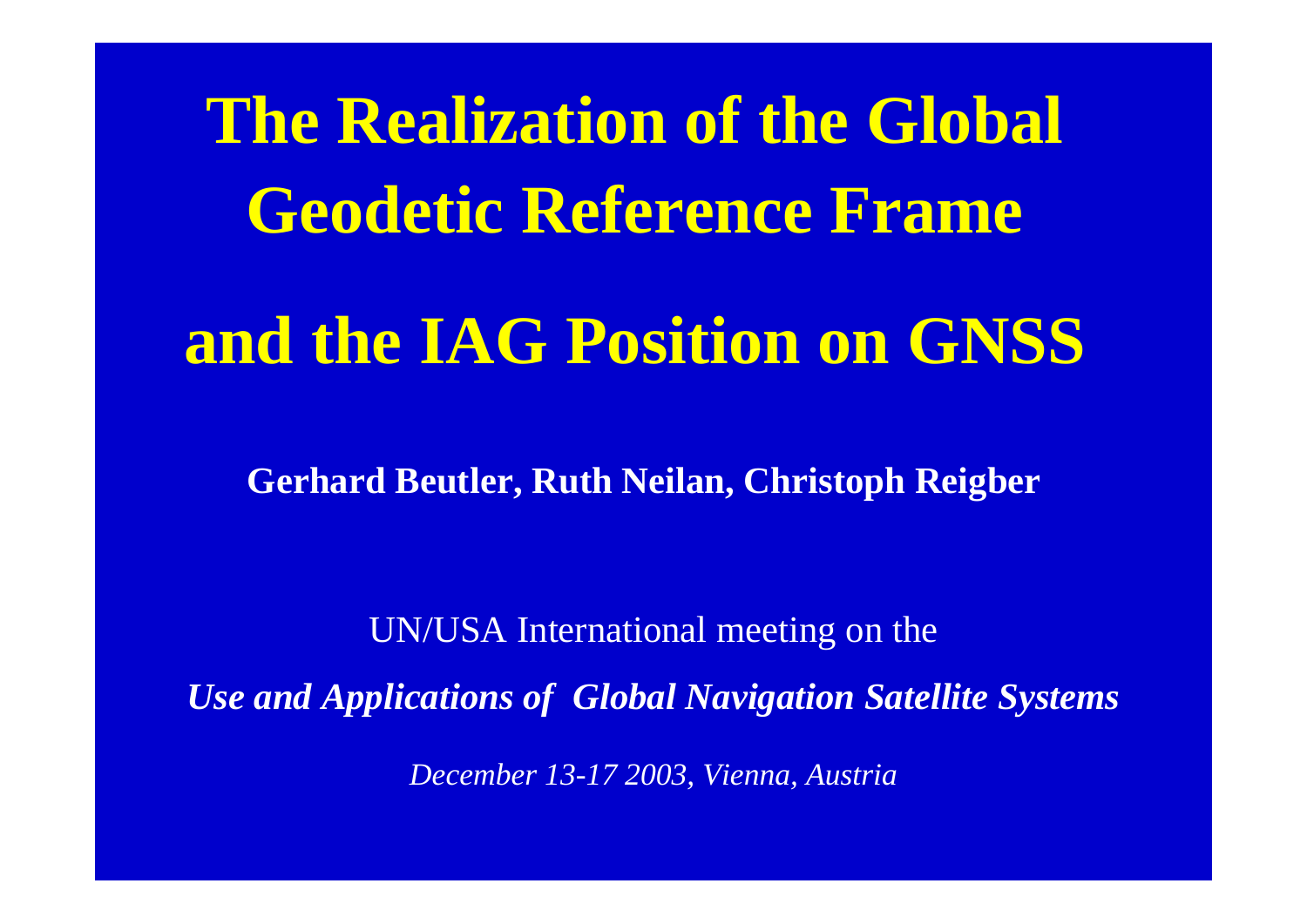# The Realization of the Global Geodetic Reference Frame

# and the IAG Position on GNSS

**Gerhard Beutler, Ruth Neilan, Christoph Reigber**

UN/USA International meeting on the

***Use and Applications of Global Navigation Satellite Systems***

*December 13-17 2003, Vienna, Austria*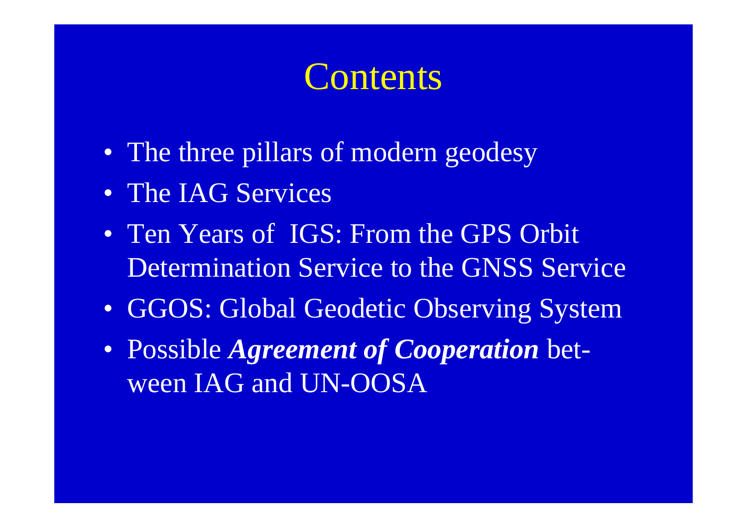# Contents

- The three pillars of modern geodesy
- The IAG Services
- Ten Years of IGS: From the GPS Orbit Determination Service to the GNSS Service
- GGOS: Global Geodetic Observing System
- Possible ***Agreement of Cooperation*** between IAG and UN-OOSA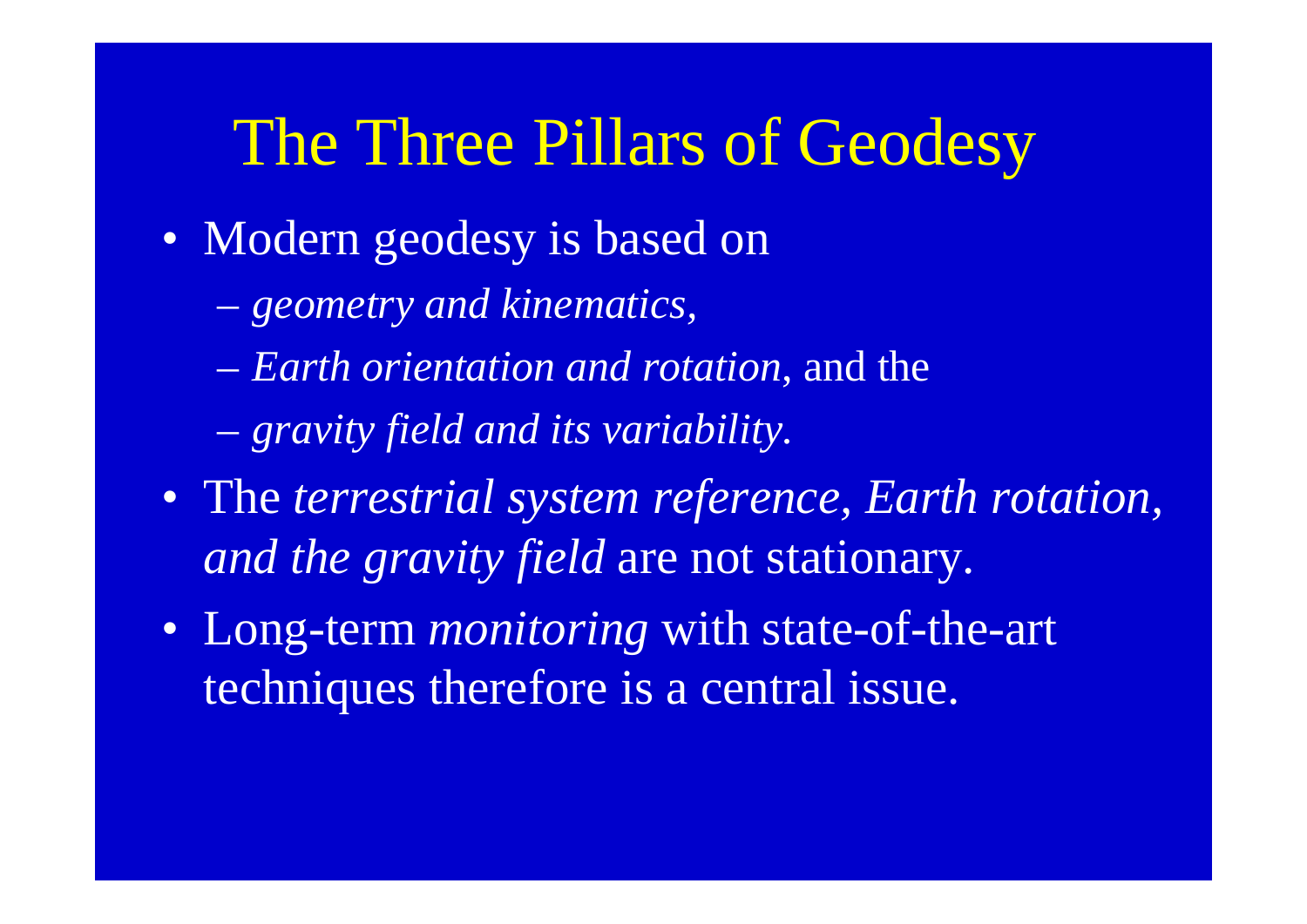# The Three Pillars of Geodesy

- Modern geodesy is based on
  - *geometry and kinematics*,
  - *Earth orientation and rotation*, and the
  - *gravity field and its variability*.
- The *terrestrial system reference, Earth rotation, and the gravity field* are not stationary.
- Long-term *monitoring* with state-of-the-art techniques therefore is a central issue.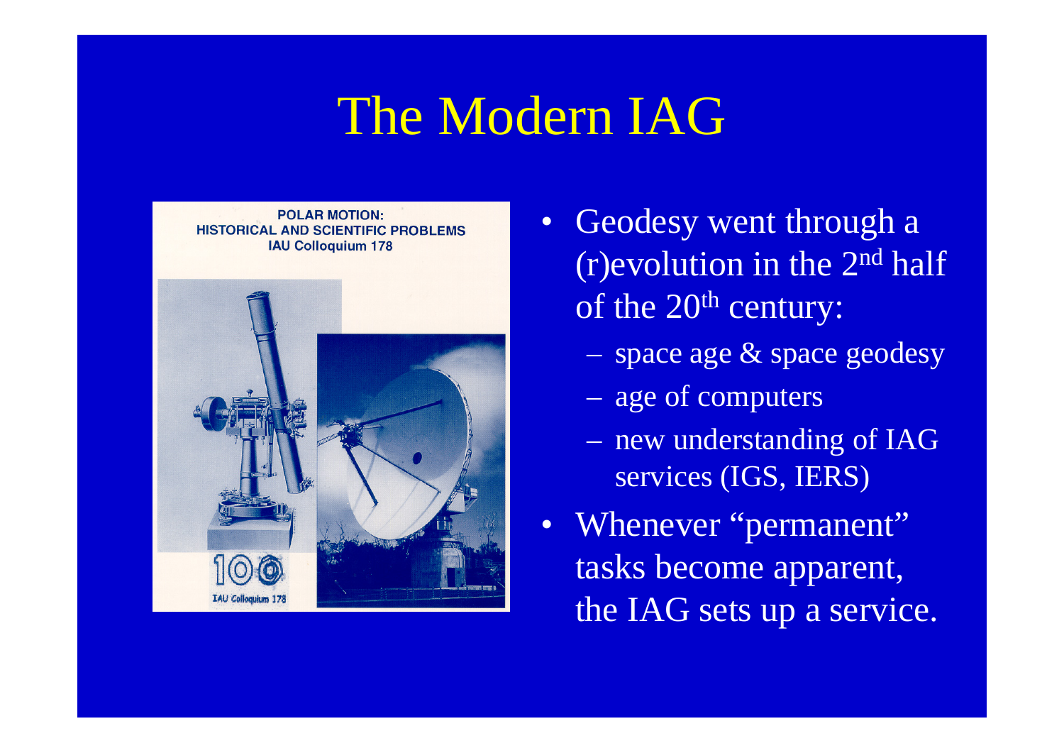# The Modern IAG

- Geodesy went through a (r)evolution in the 2nd half of the 20th century:
  - space age & space geodesy
  - age of computers
  - new understanding of IAG services (IGS, IERS)
- Whenever "permanent" tasks become apparent, the IAG sets up a service.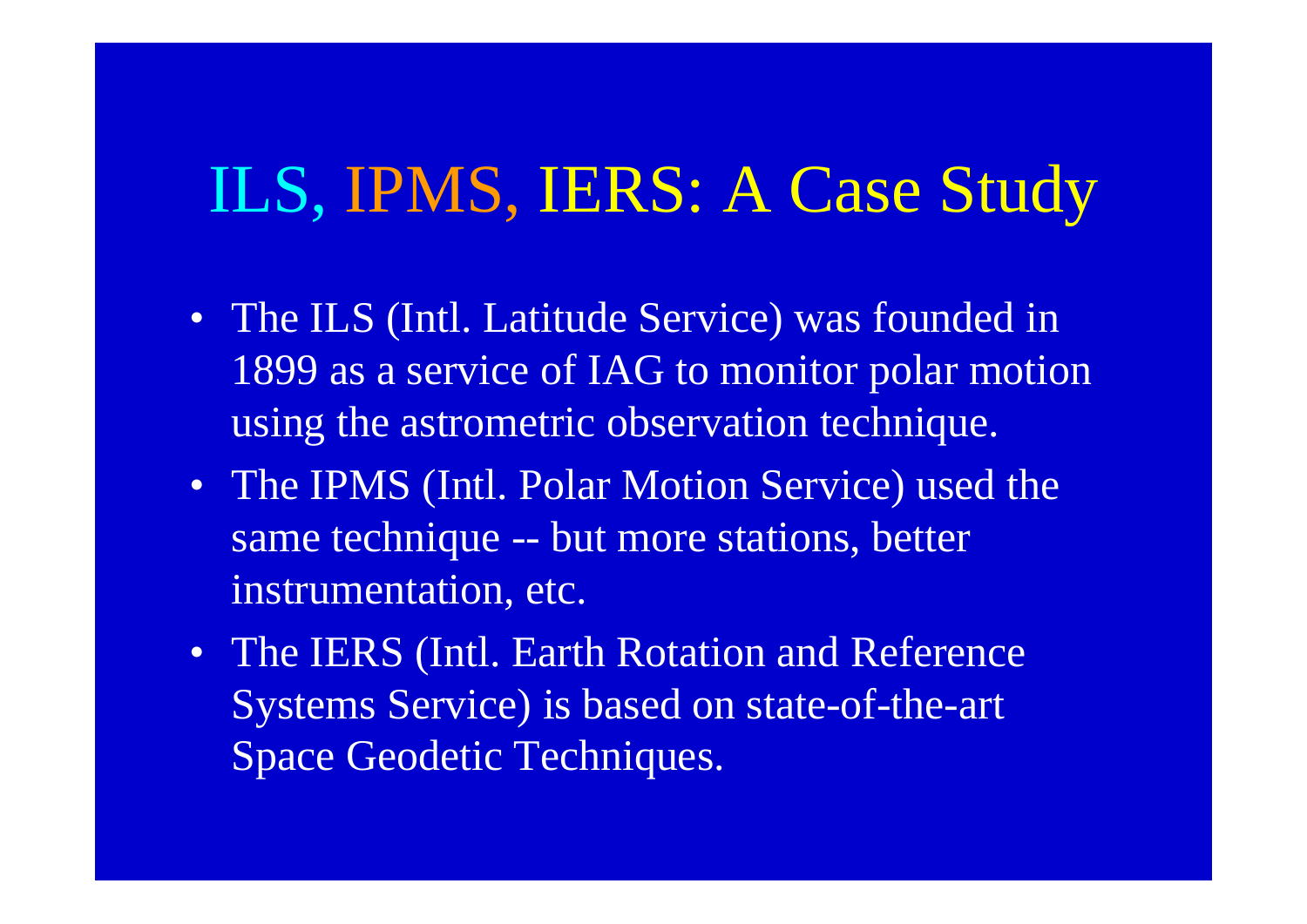# ILS, IPMS, IERS: A Case Study

- The ILS (Intl. Latitude Service) was founded in 1899 as a service of IAG to monitor polar motion using the astrometric observation technique.
- The IPMS (Intl. Polar Motion Service) used the same technique -- but more stations, better instrumentation, etc.
- The IERS (Intl. Earth Rotation and Reference Systems Service) is based on state-of-the-art Space Geodetic Techniques.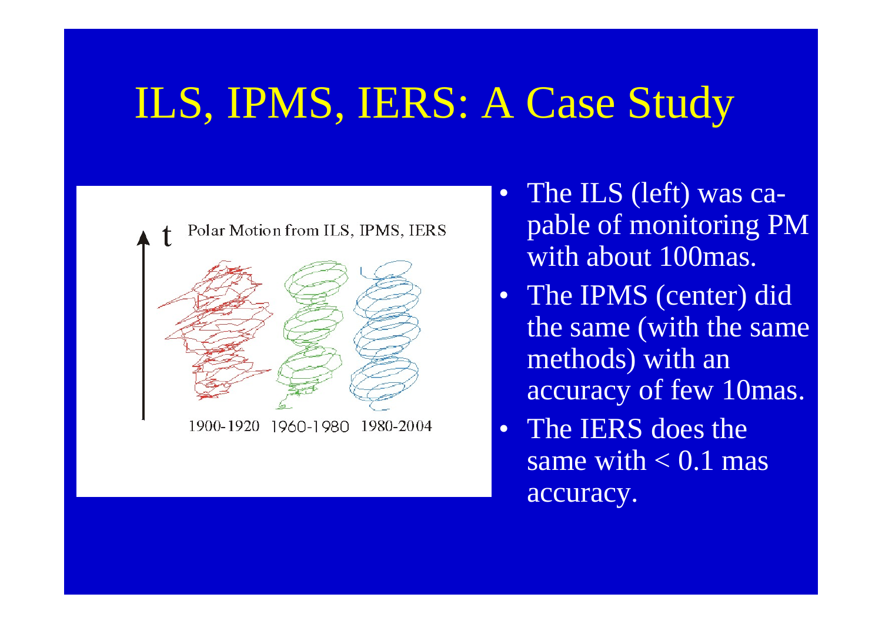# ILS, IPMS, IERS: A Case Study

Polar Motion from ILS, IPMS, IERS

t

1900-1920 1960-1980 1980-2004

- The ILS (left) was capable of monitoring PM with about 100mas.
- The IPMS (center) did the same (with the same methods) with an accuracy of few 10mas.
- The IERS does the same with < 0.1 mas accuracy.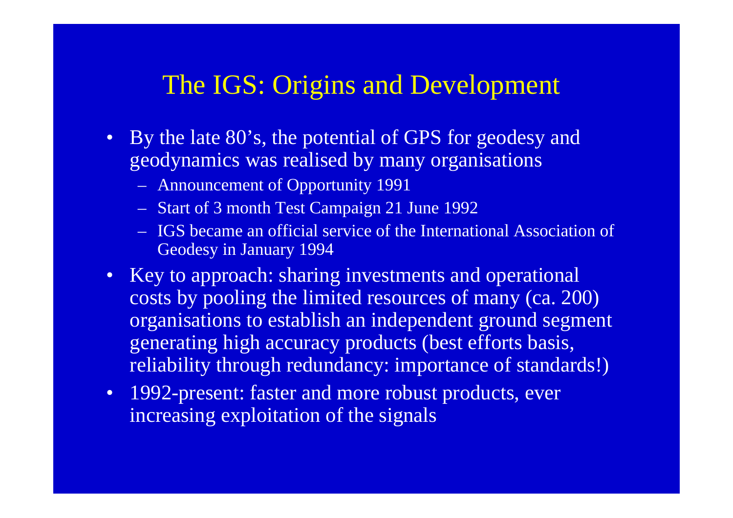# The IGS: Origins and Development

- By the late 80's, the potential of GPS for geodesy and geodynamics was realised by many organisations
  - Announcement of Opportunity 1991
  - Start of 3 month Test Campaign 21 June 1992
  - IGS became an official service of the International Association of Geodesy in January 1994
- Key to approach: sharing investments and operational costs by pooling the limited resources of many (ca. 200) organisations to establish an independent ground segment generating high accuracy products (best efforts basis, reliability through redundancy: importance of standards!)
- 1992-present: faster and more robust products, ever increasing exploitation of the signals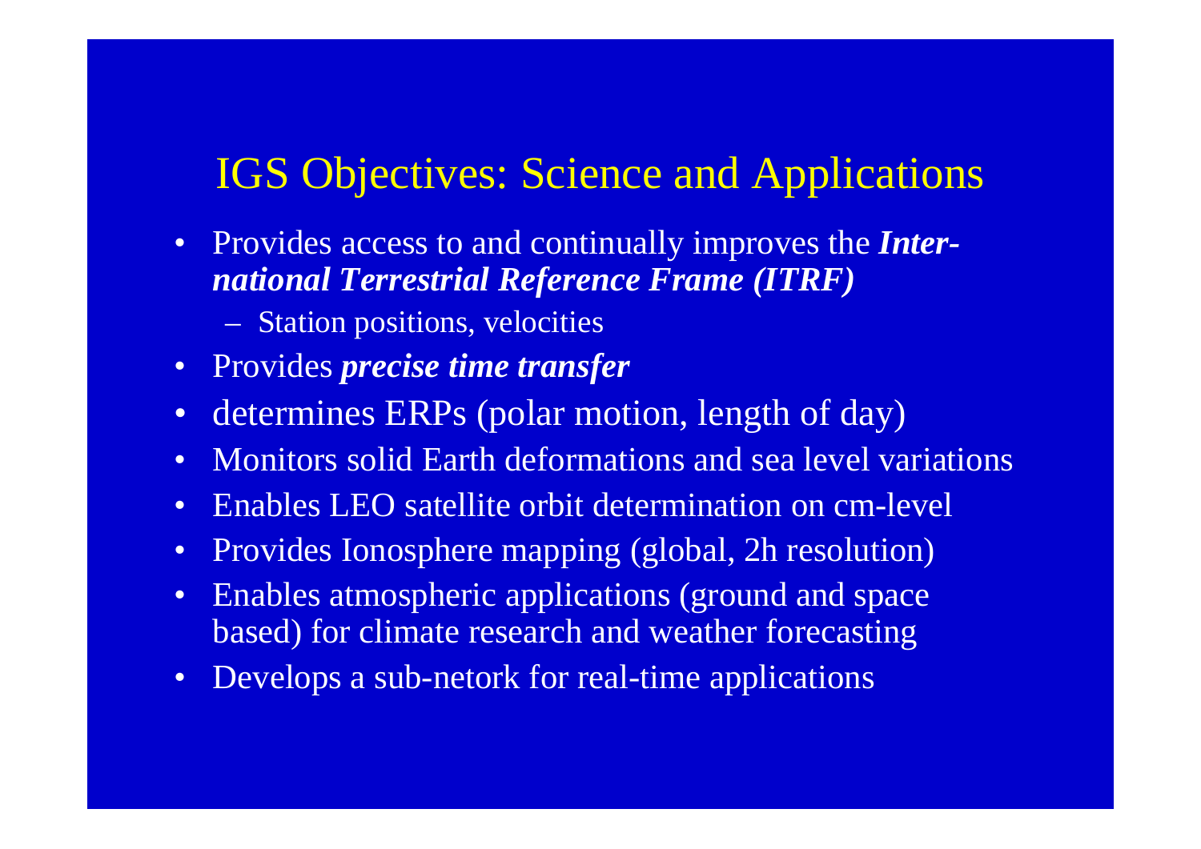# IGS Objectives: Science and Applications

- Provides access to and continually improves the ***International Terrestrial Reference Frame (ITRF)***
  - Station positions, velocities
- Provides ***precise time transfer***
- determines ERPs (polar motion, length of day)
- Monitors solid Earth deformations and sea level variations
- Enables LEO satellite orbit determination on cm-level
- Provides Ionosphere mapping (global, 2h resolution)
- Enables atmospheric applications (ground and space based) for climate research and weather forecasting
- Develops a sub-netork for real-time applications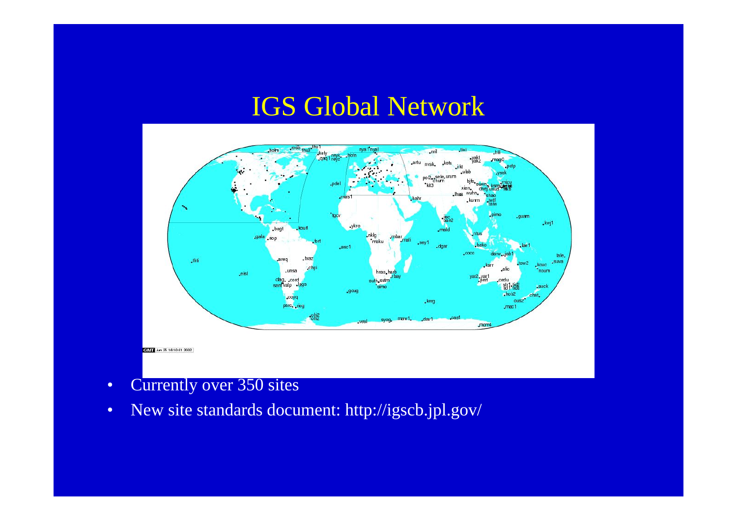# IGS Global Network

- Currently over 350 sites
- New site standards document: http://igscb.jpl.gov/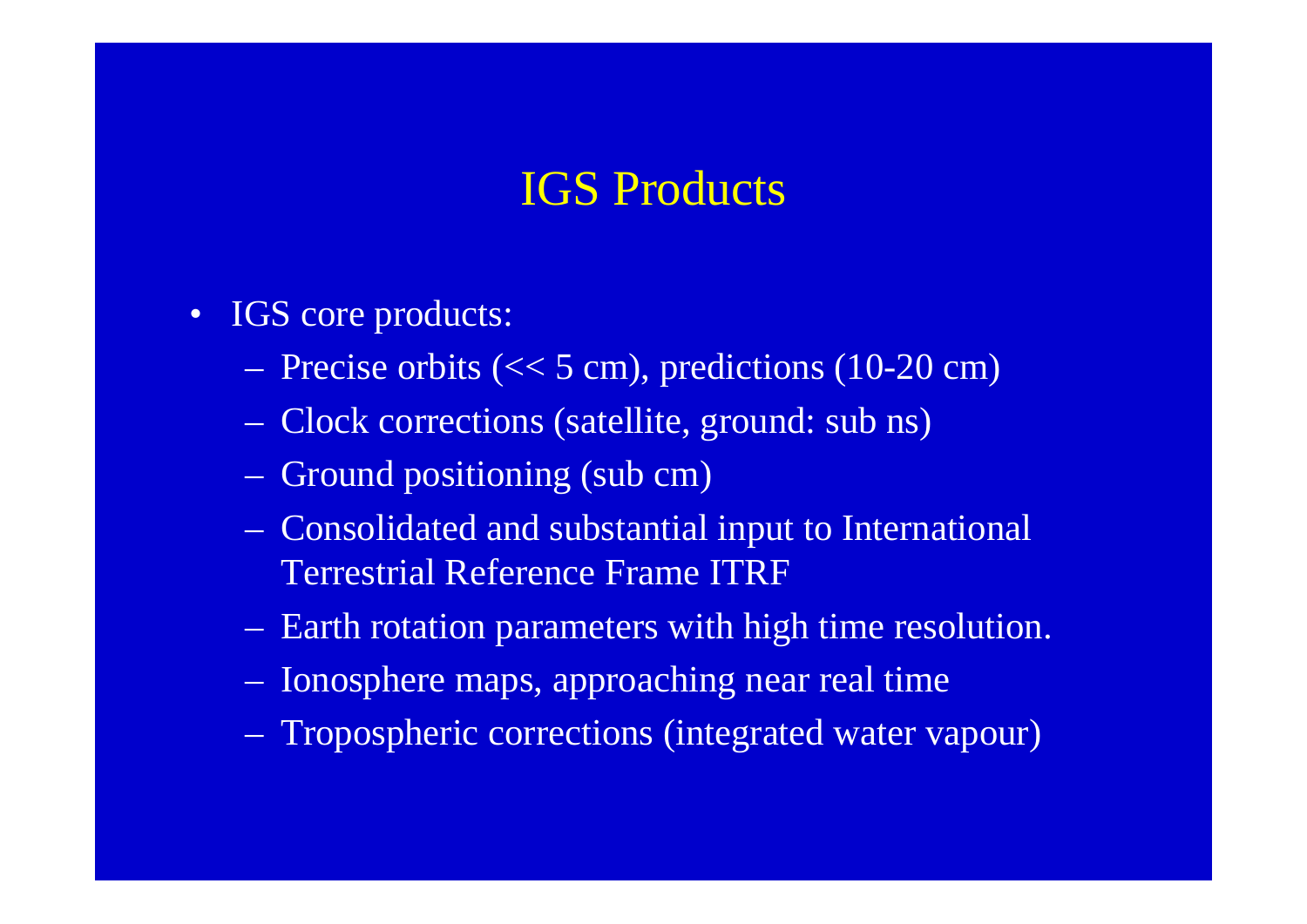# IGS Products

- IGS core products:
  - Precise orbits (<< 5 cm), predictions (10-20 cm)
  - Clock corrections (satellite, ground: sub ns)
  - Ground positioning (sub cm)
  - Consolidated and substantial input to International Terrestrial Reference Frame ITRF
  - Earth rotation parameters with high time resolution.
  - Ionosphere maps, approaching near real time
  - Tropospheric corrections (integrated water vapour)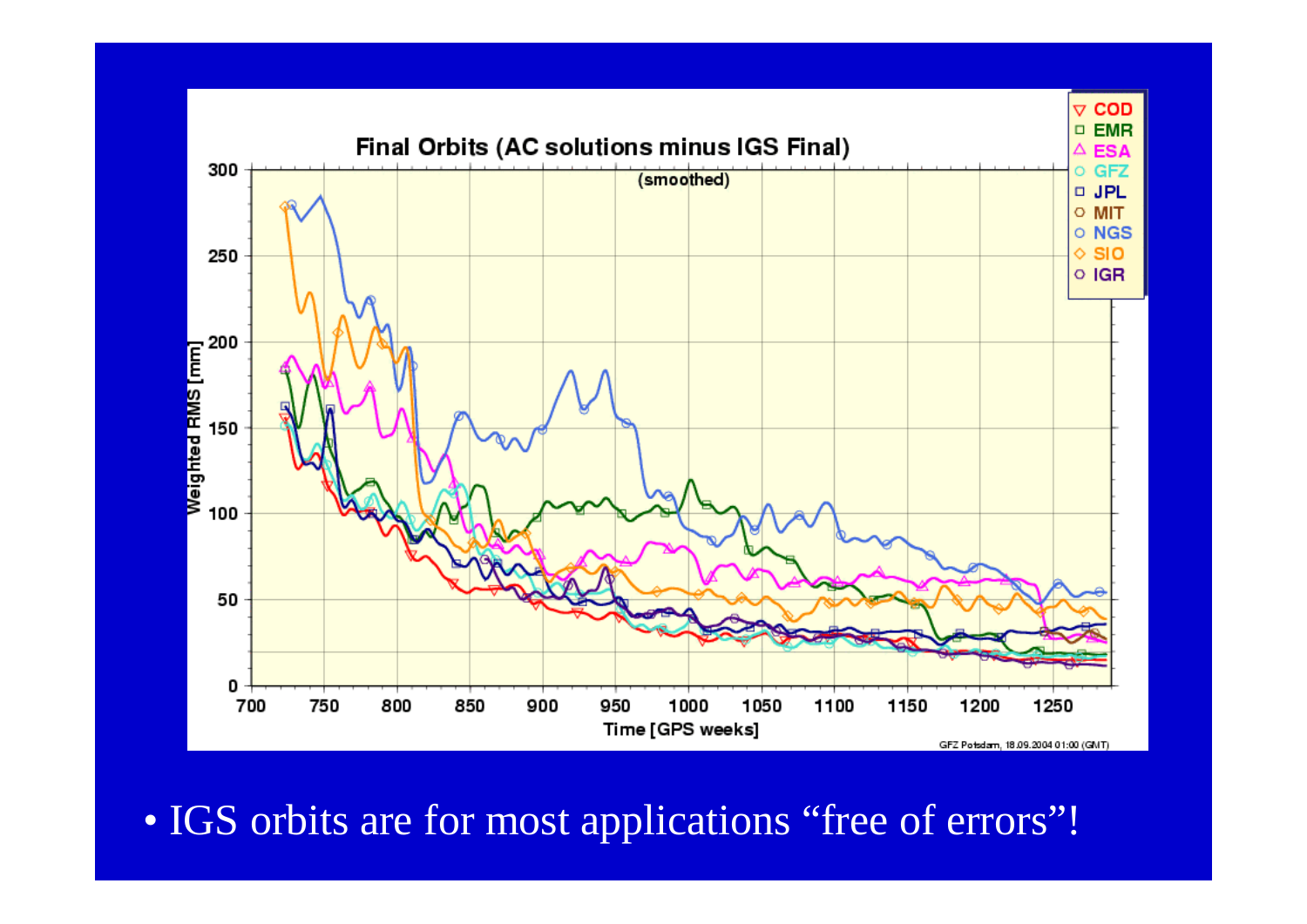- IGS orbits are for most applications “free of errors”!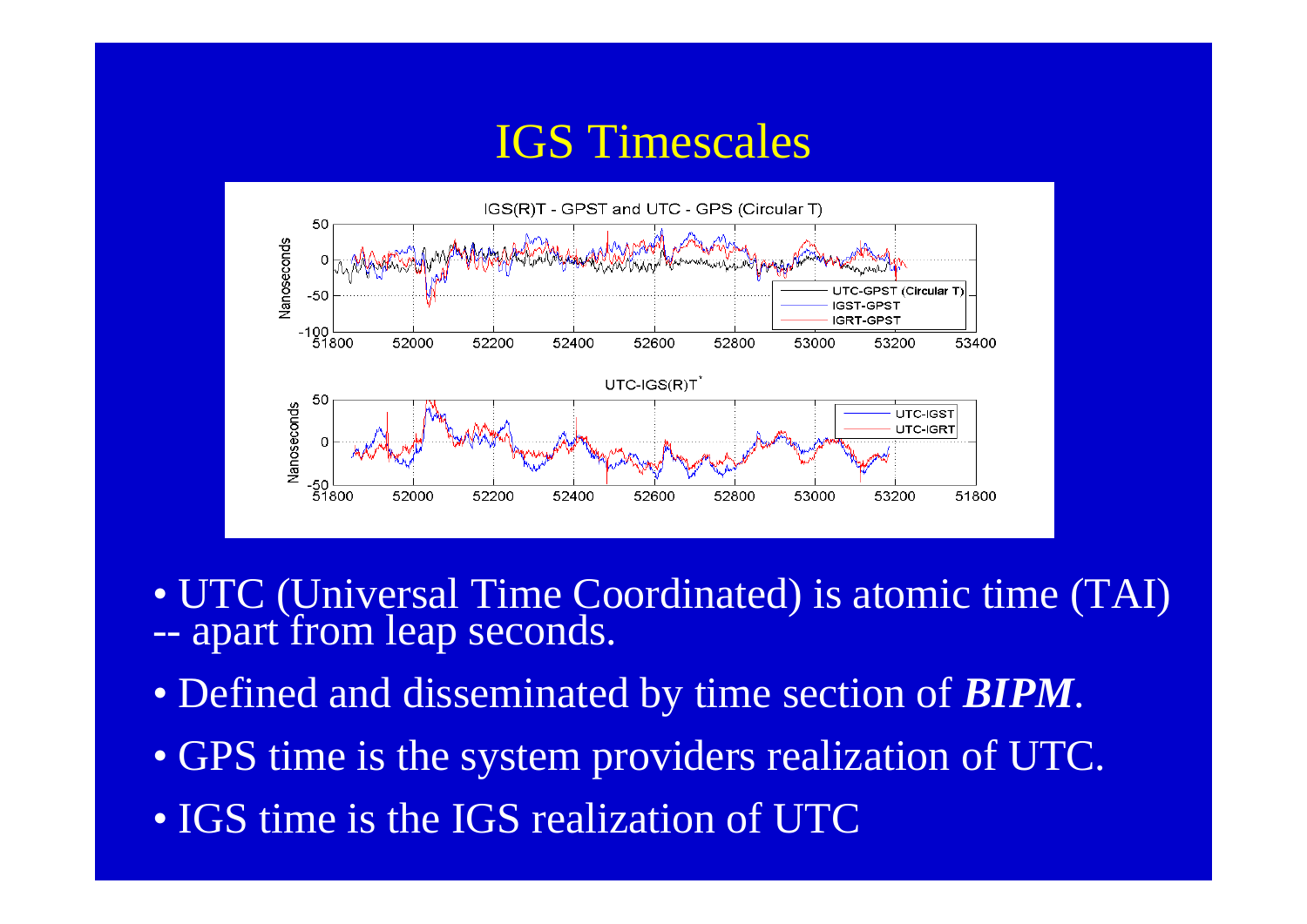# IGS Timescales

- UTC (Universal Time Coordinated) is atomic time (TAI) -- apart from leap seconds.
- Defined and disseminated by time section of ***BIPM***.
- GPS time is the system providers realization of UTC.
- IGS time is the IGS realization of UTC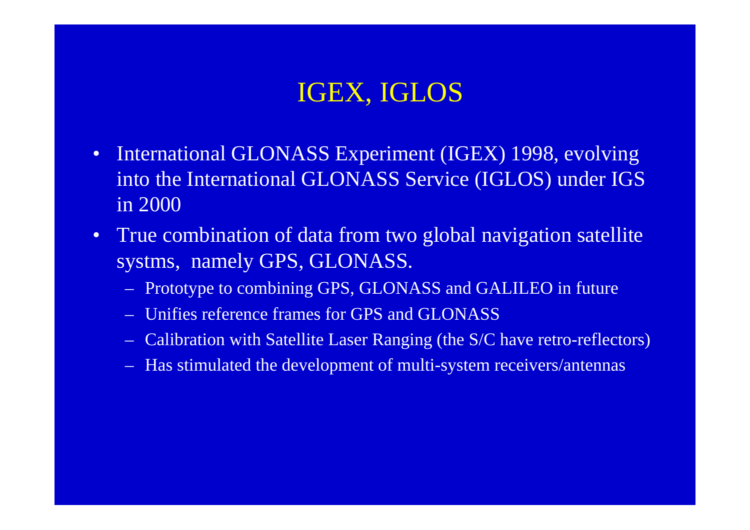# IGEX, IGLOS

- International GLONASS Experiment (IGEX) 1998, evolving into the International GLONASS Service (IGLOS) under IGS in 2000
- True combination of data from two global navigation satellite systms, namely GPS, GLONASS.
  - Prototype to combining GPS, GLONASS and GALILEO in future
  - Unifies reference frames for GPS and GLONASS
  - Calibration with Satellite Laser Ranging (the S/C have retro-reflectors)
  - Has stimulated the development of multi-system receivers/antennas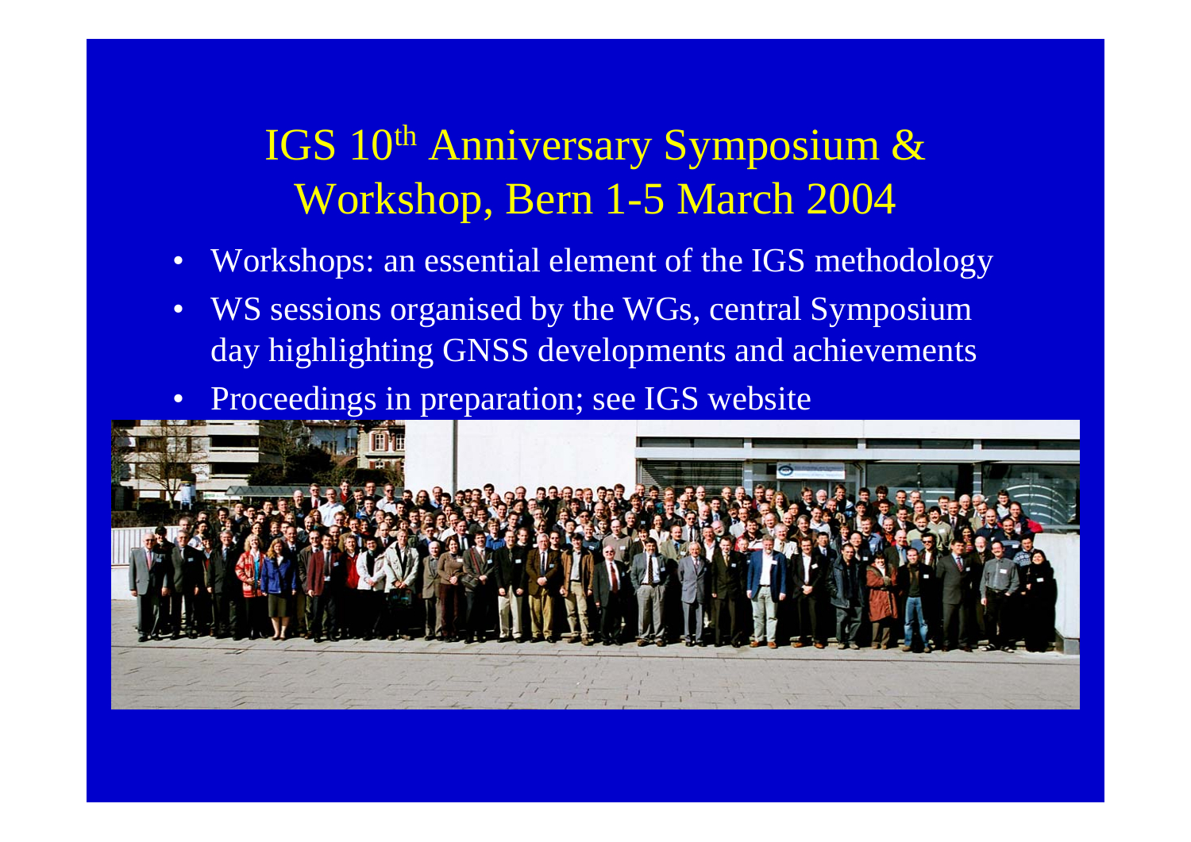# IGS 10th Anniversary Symposium & Workshop, Bern 1-5 March 2004

- Workshops: an essential element of the IGS methodology
- WS sessions organised by the WGs, central Symposium day highlighting GNSS developments and achievements
- Proceedings in preparation; see IGS website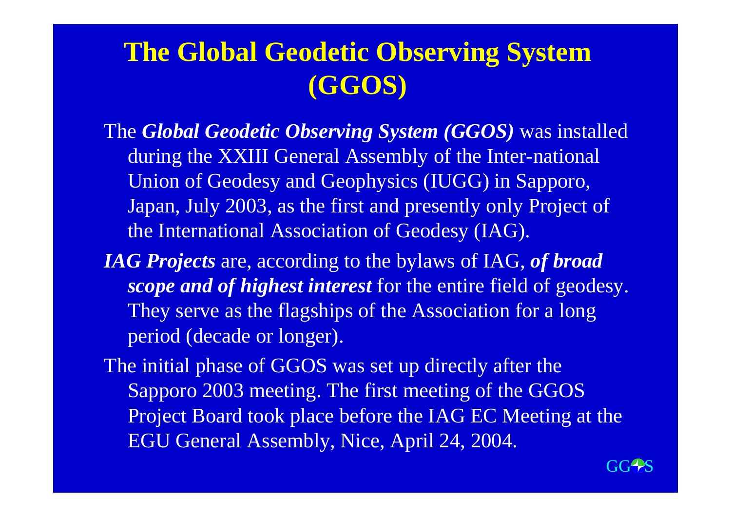# The Global Geodetic Observing System (GGOS)

The ***Global Geodetic Observing System (GGOS)*** was installed during the XXIII General Assembly of the Inter-national Union of Geodesy and Geophysics (IUGG) in Sapporo, Japan, July 2003, as the first and presently only Project of the International Association of Geodesy (IAG).

***IAG Projects*** are, according to the bylaws of IAG, ***of broad scope and of highest interest*** for the entire field of geodesy. They serve as the flagships of the Association for a long period (decade or longer).

The initial phase of GGOS was set up directly after the Sapporo 2003 meeting. The first meeting of the GGOS Project Board took place before the IAG EC Meeting at the EGU General Assembly, Nice, April 24, 2004.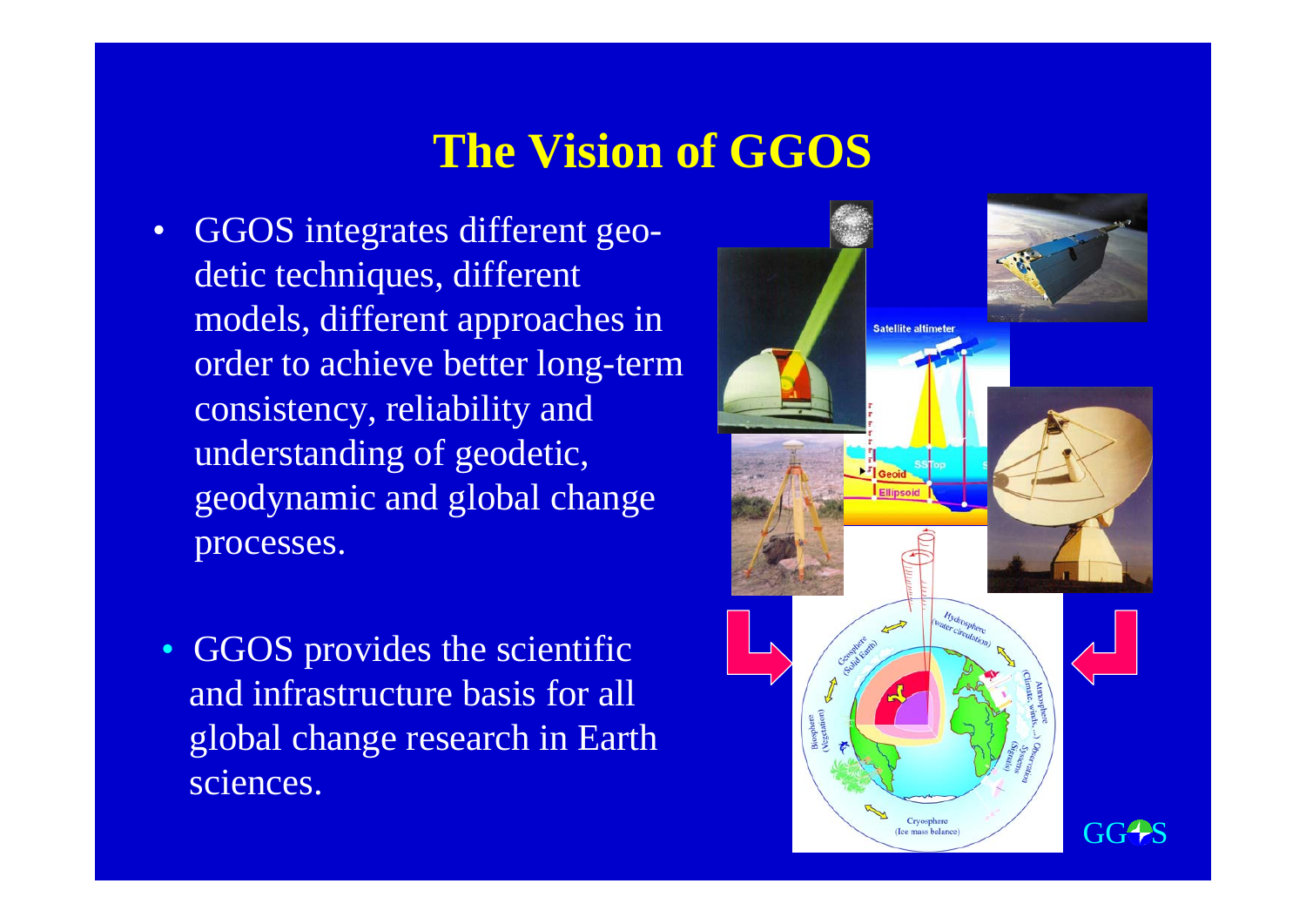# The Vision of GGOS

- GGOS integrates different geodetic techniques, different models, different approaches in order to achieve better long-term consistency, reliability and understanding of geodetic, geodynamic and global change processes.

- GGOS provides the scientific and infrastructure basis for all global change research in Earth sciences.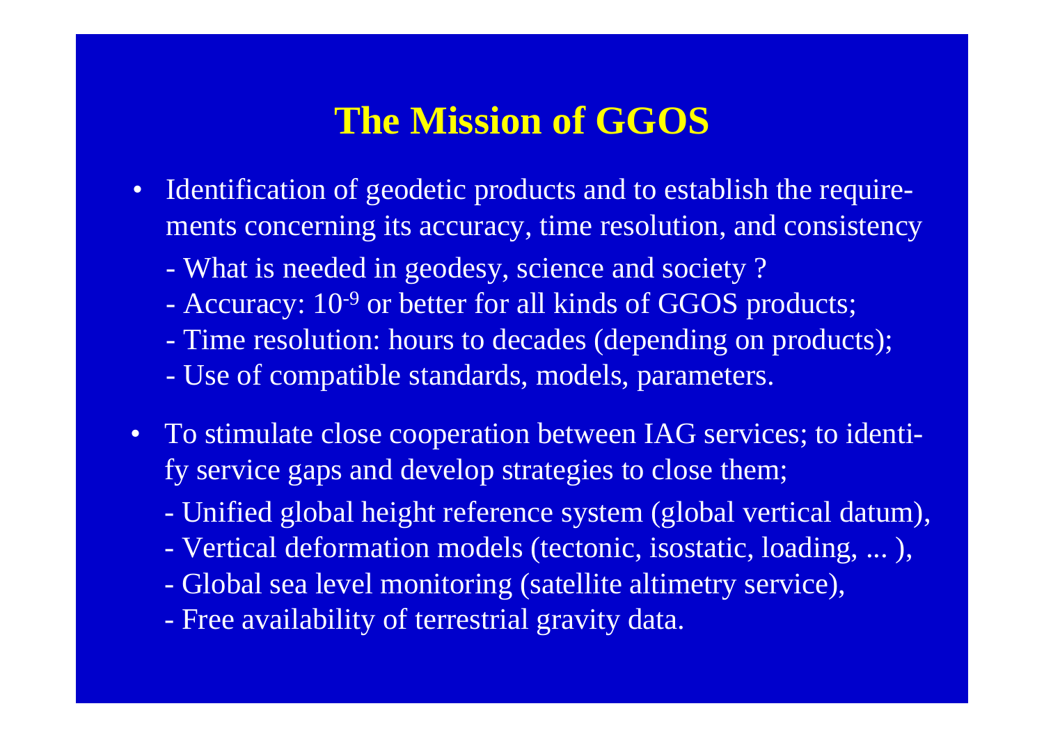# The Mission of GGOS

- Identification of geodetic products and to establish the requirements concerning its accuracy, time resolution, and consistency
  - What is needed in geodesy, science and society ?
  - Accuracy: $10^{-9}$ or better for all kinds of GGOS products;
  - Time resolution: hours to decades (depending on products);
  - Use of compatible standards, models, parameters.

- To stimulate close cooperation between IAG services; to identify service gaps and develop strategies to close them;
  - Unified global height reference system (global vertical datum),
  - Vertical deformation models (tectonic, isostatic, loading, ... ),
  - Global sea level monitoring (satellite altimetry service),
  - Free availability of terrestrial gravity data.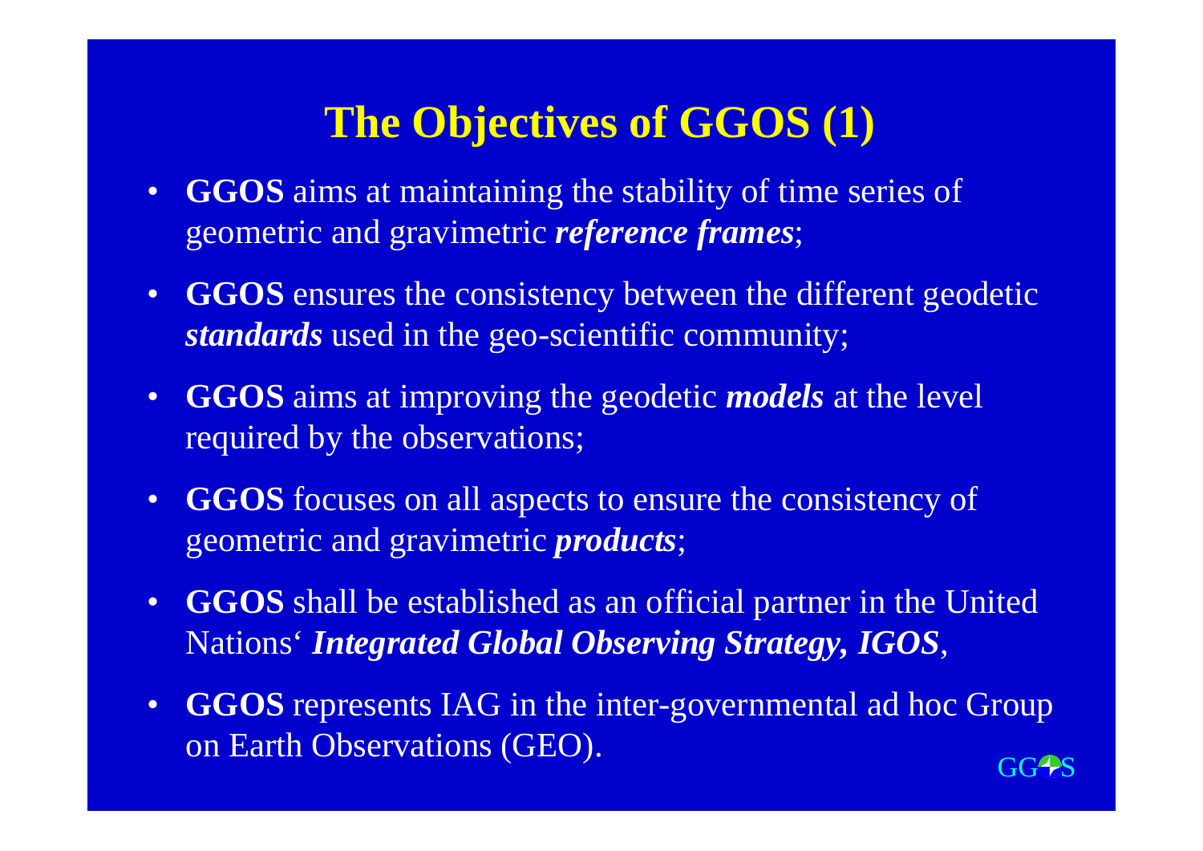# The Objectives of GGOS (1)

- **GGOS** aims at maintaining the stability of time series of geometric and gravimetric ***reference frames***;
- **GGOS** ensures the consistency between the different geodetic ***standards*** used in the geo-scientific community;
- **GGOS** aims at improving the geodetic ***models*** at the level required by the observations;
- **GGOS** focuses on all aspects to ensure the consistency of geometric and gravimetric ***products***;
- **GGOS** shall be established as an official partner in the United Nations' ***Integrated Global Observing Strategy, IGOS***,
- **GGOS** represents IAG in the inter-governmental ad hoc Group on Earth Observations (GEO).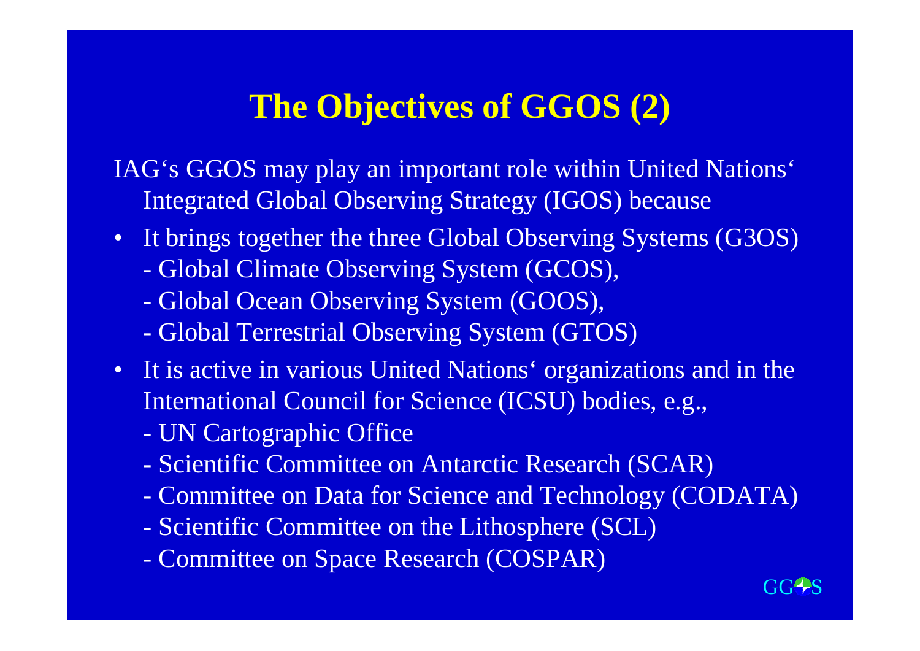# The Objectives of GGOS (2)

IAG‘s GGOS may play an important role within United Nations‘ Integrated Global Observing Strategy (IGOS) because

- It brings together the three Global Observing Systems (G3OS)
  - Global Climate Observing System (GCOS),
  - Global Ocean Observing System (GOOS),
  - Global Terrestrial Observing System (GTOS)
- It is active in various United Nations‘ organizations and in the International Council for Science (ICSU) bodies, e.g.,
  - UN Cartographic Office
  - Scientific Committee on Antarctic Research (SCAR)
  - Committee on Data for Science and Technology (CODATA)
  - Scientific Committee on the Lithosphere (SCL)
  - Committee on Space Research (COSPAR)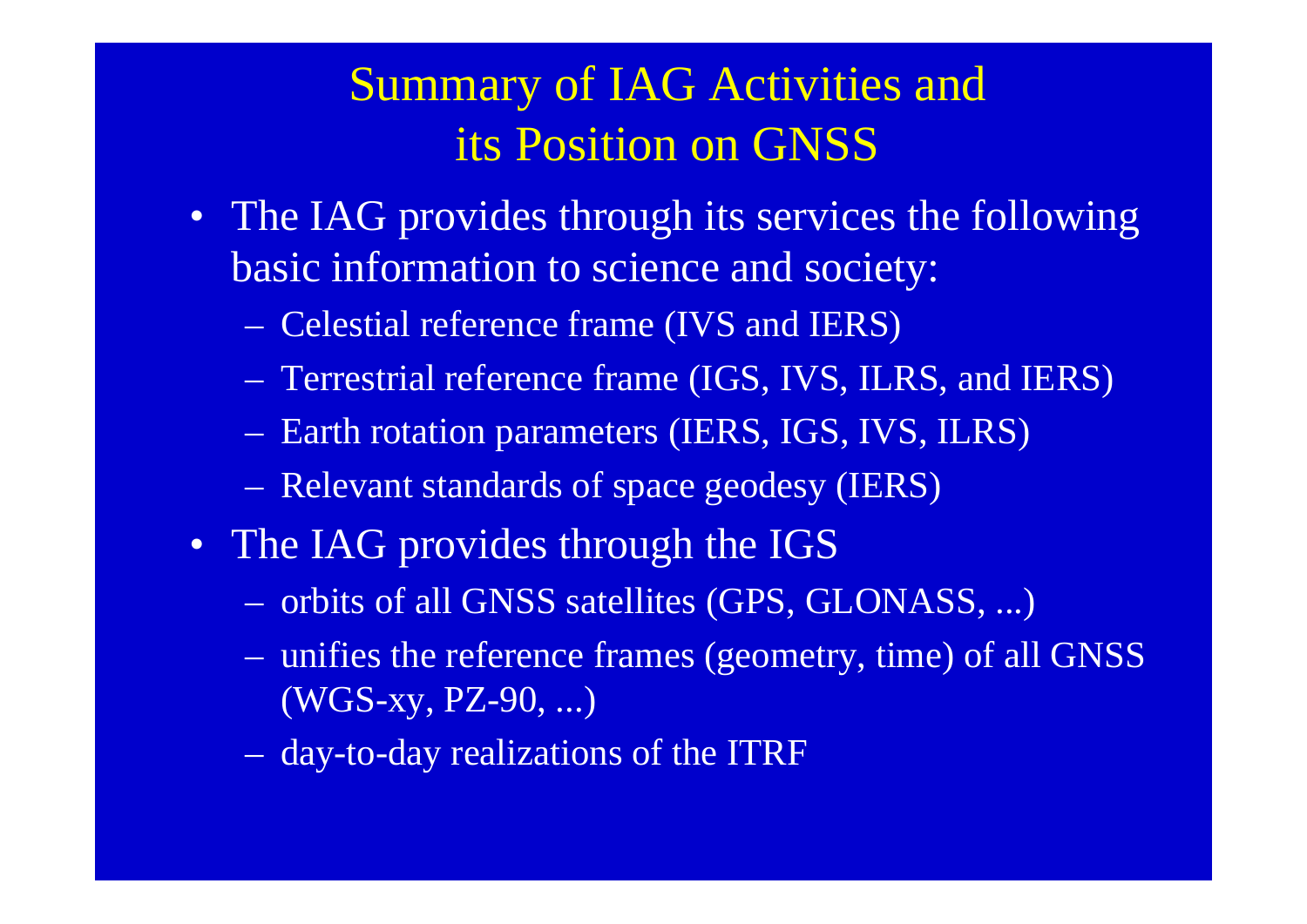# Summary of IAG Activities and its Position on GNSS

- The IAG provides through its services the following basic information to science and society:
  - Celestial reference frame (IVS and IERS)
  - Terrestrial reference frame (IGS, IVS, ILRS, and IERS)
  - Earth rotation parameters (IERS, IGS, IVS, ILRS)
  - Relevant standards of space geodesy (IERS)
- The IAG provides through the IGS
  - orbits of all GNSS satellites (GPS, GLONASS, ...)
  - unifies the reference frames (geometry, time) of all GNSS (WGS-xy, PZ-90, ...)
  - day-to-day realizations of the ITRF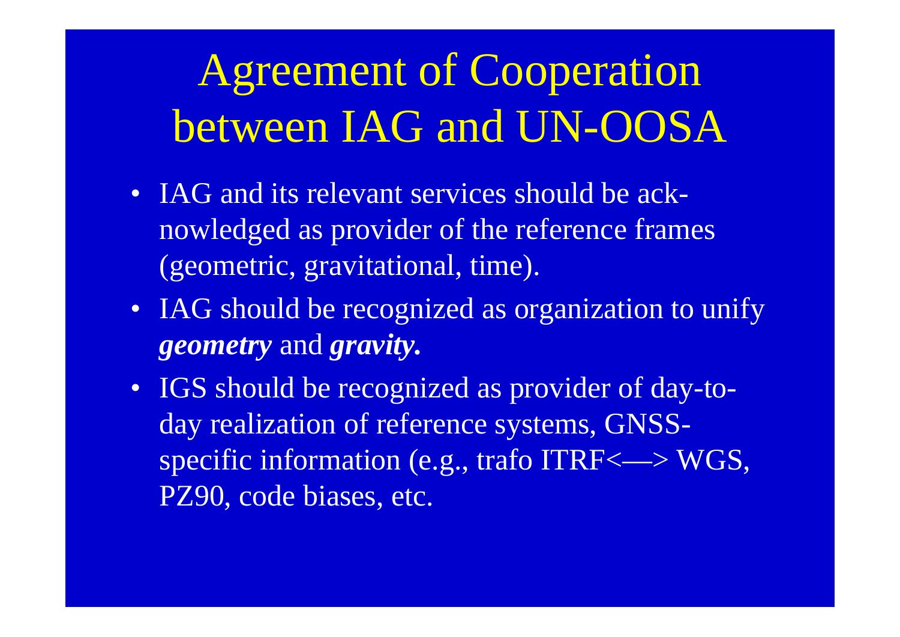# Agreement of Cooperation between IAG and UN-OOSA

- IAG and its relevant services should be acknowledged as provider of the reference frames (geometric, gravitational, time).
- IAG should be recognized as organization to unify ***geometry*** and ***gravity*.**
- IGS should be recognized as provider of day-to-day realization of reference systems, GNSS-specific information (e.g., trafo ITRF<—> WGS, PZ90, code biases, etc.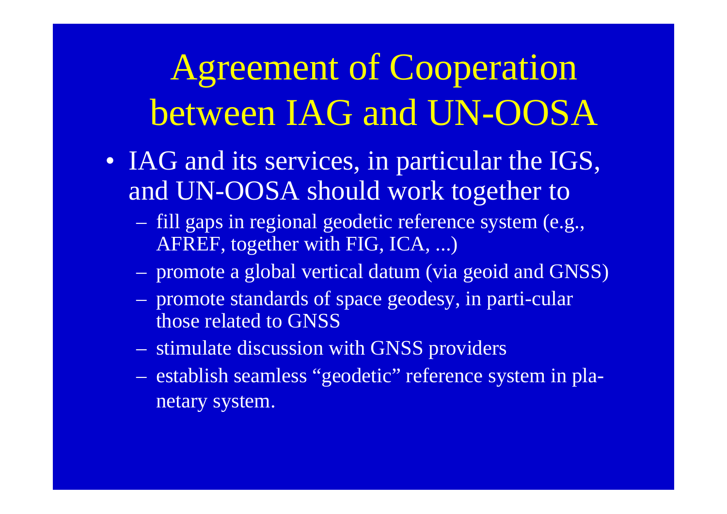# Agreement of Cooperation between IAG and UN-OOSA

- IAG and its services, in particular the IGS, and UN-OOSA should work together to
  - fill gaps in regional geodetic reference system (e.g., AFREF, together with FIG, ICA, ...)
  - promote a global vertical datum (via geoid and GNSS)
  - promote standards of space geodesy, in parti-cular those related to GNSS
  - stimulate discussion with GNSS providers
  - establish seamless "geodetic" reference system in pla-netary system.